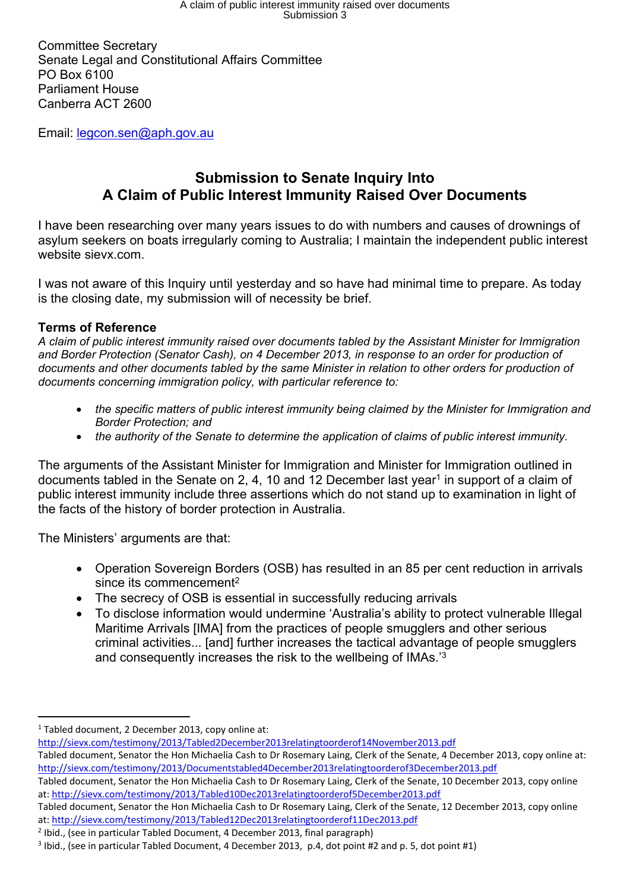Committee Secretary
Senate Legal and Constitutional Affairs Committee
PO Box 6100
Parliament House
Canberra ACT 2600

Email: legcon.sen@aph.gov.au

# Submission to Senate Inquiry Into A Claim of Public Interest Immunity Raised Over Documents

I have been researching over many years issues to do with numbers and causes of drownings of asylum seekers on boats irregularly coming to Australia; I maintain the independent public interest website sievx.com.

I was not aware of this Inquiry until yesterday and so have had minimal time to prepare. As today is the closing date, my submission will of necessity be brief.

**Terms of Reference**

*A claim of public interest immunity raised over documents tabled by the Assistant Minister for Immigration and Border Protection (Senator Cash), on 4 December 2013, in response to an order for production of documents and other documents tabled by the same Minister in relation to other orders for production of documents concerning immigration policy, with particular reference to:*

- *the specific matters of public interest immunity being claimed by the Minister for Immigration and Border Protection; and*
- *the authority of the Senate to determine the application of claims of public interest immunity.*

The arguments of the Assistant Minister for Immigration and Minister for Immigration outlined in documents tabled in the Senate on 2, 4, 10 and 12 December last year[1] in support of a claim of public interest immunity include three assertions which do not stand up to examination in light of the facts of the history of border protection in Australia.

The Ministers' arguments are that:

- Operation Sovereign Borders (OSB) has resulted in an 85 per cent reduction in arrivals since its commencement[2]
- The secrecy of OSB is essential in successfully reducing arrivals
- To disclose information would undermine 'Australia's ability to protect vulnerable Illegal Maritime Arrivals [IMA] from the practices of people smugglers and other serious criminal activities... [and] further increases the tactical advantage of people smugglers and consequently increases the risk to the wellbeing of IMAs.'[3]

---

[1] Tabled document, 2 December 2013, copy online at: http://sievx.com/testimony/2013/Tabled2December2013relatingtoorderof14November2013.pdf
Tabled document, Senator the Hon Michaelia Cash to Dr Rosemary Laing, Clerk of the Senate, 4 December 2013, copy online at: http://sievx.com/testimony/2013/Documentstabled4December2013relatingtoorderof3December2013.pdf
Tabled document, Senator the Hon Michaelia Cash to Dr Rosemary Laing, Clerk of the Senate, 10 December 2013, copy online at: http://sievx.com/testimony/2013/Tabled10Dec2013relatingtoorderof5December2013.pdf
Tabled document, Senator the Hon Michaelia Cash to Dr Rosemary Laing, Clerk of the Senate, 12 December 2013, copy online at: http://sievx.com/testimony/2013/Tabled12Dec2013relatingtoorderof11Dec2013.pdf

[2] Ibid., (see in particular Tabled Document, 4 December 2013, final paragraph)

[3] Ibid., (see in particular Tabled Document, 4 December 2013, p.4, dot point #2 and p. 5, dot point #1)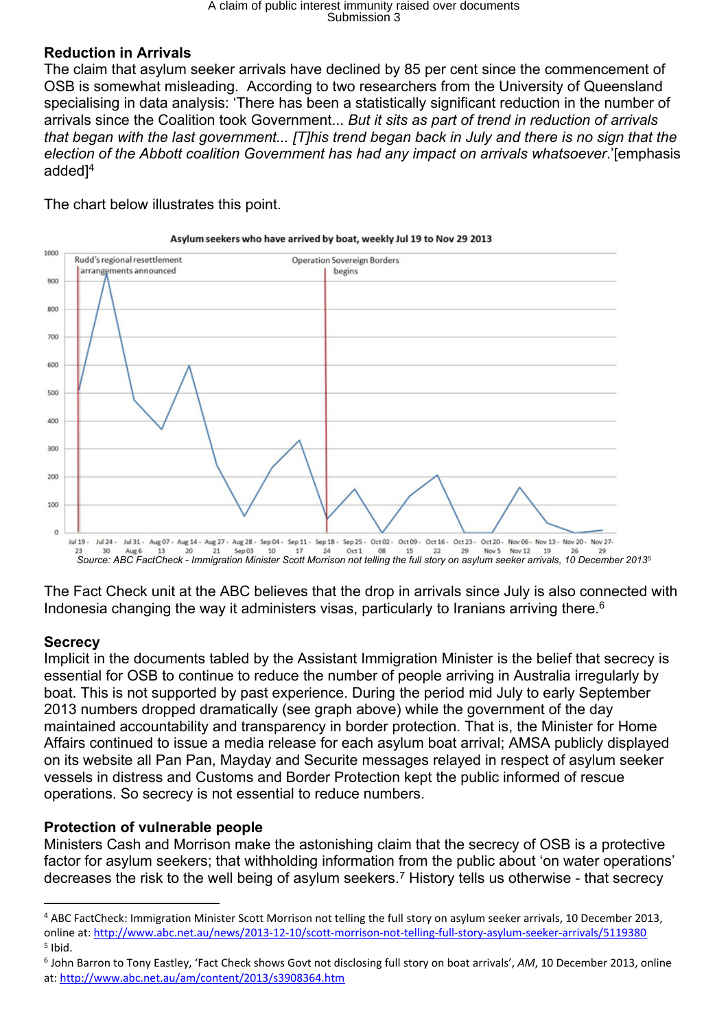## Reduction in Arrivals

The claim that asylum seeker arrivals have declined by 85 per cent since the commencement of OSB is somewhat misleading. According to two researchers from the University of Queensland specialising in data analysis: 'There has been a statistically significant reduction in the number of arrivals since the Coalition took Government... *But it sits as part of trend in reduction of arrivals that began with the last government... [T]his trend began back in July and there is no sign that the election of the Abbott coalition Government has had any impact on arrivals whatsoever*.'[emphasis added][4]

The chart below illustrates this point.

**Asylum seekers who have arrived by boat, weekly Jul 19 to Nov 29 2013**

*Source: ABC FactCheck - Immigration Minister Scott Morrison not telling the full story on asylum seeker arrivals, 10 December 2013*[5]

The Fact Check unit at the ABC believes that the drop in arrivals since July is also connected with Indonesia changing the way it administers visas, particularly to Iranians arriving there.[6]

## Secrecy

Implicit in the documents tabled by the Assistant Immigration Minister is the belief that secrecy is essential for OSB to continue to reduce the number of people arriving in Australia irregularly by boat. This is not supported by past experience. During the period mid July to early September 2013 numbers dropped dramatically (see graph above) while the government of the day maintained accountability and transparency in border protection. That is, the Minister for Home Affairs continued to issue a media release for each asylum boat arrival; AMSA publicly displayed on its website all Pan Pan, Mayday and Securite messages relayed in respect of asylum seeker vessels in distress and Customs and Border Protection kept the public informed of rescue operations. So secrecy is not essential to reduce numbers.

## Protection of vulnerable people

Ministers Cash and Morrison make the astonishing claim that the secrecy of OSB is a protective factor for asylum seekers; that withholding information from the public about 'on water operations' decreases the risk to the well being of asylum seekers.[7] History tells us otherwise - that secrecy

---

[4] ABC FactCheck: Immigration Minister Scott Morrison not telling the full story on asylum seeker arrivals, 10 December 2013, online at: http://www.abc.net.au/news/2013-12-10/scott-morrison-not-telling-full-story-asylum-seeker-arrivals/5119380

[5] Ibid.

[6] John Barron to Tony Eastley, 'Fact Check shows Govt not disclosing full story on boat arrivals', *AM*, 10 December 2013, online at: http://www.abc.net.au/am/content/2013/s3908364.htm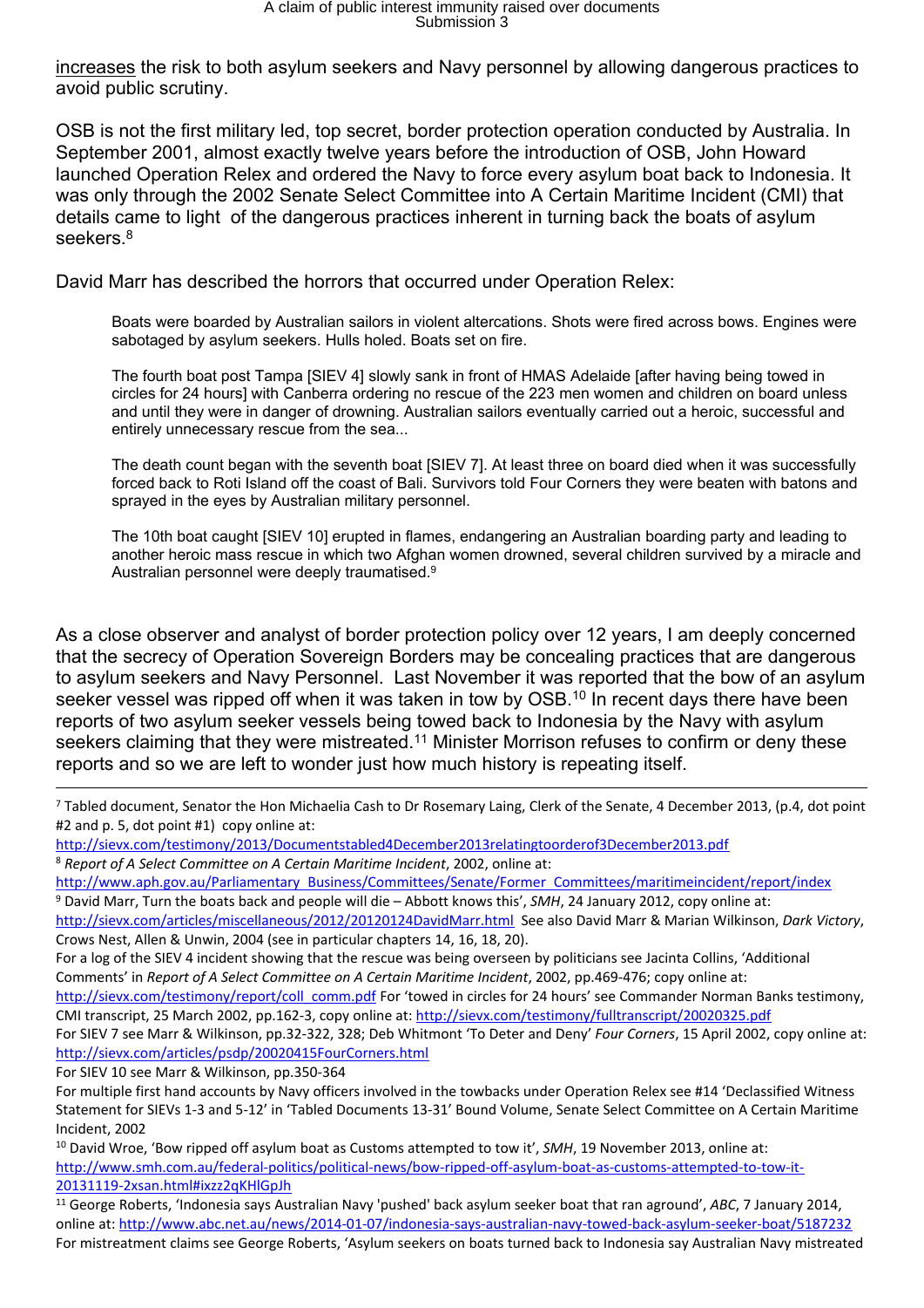increases the risk to both asylum seekers and Navy personnel by allowing dangerous practices to avoid public scrutiny.

OSB is not the first military led, top secret, border protection operation conducted by Australia. In September 2001, almost exactly twelve years before the introduction of OSB, John Howard launched Operation Relex and ordered the Navy to force every asylum boat back to Indonesia. It was only through the 2002 Senate Select Committee into A Certain Maritime Incident (CMI) that details came to light of the dangerous practices inherent in turning back the boats of asylum seekers.[8]

David Marr has described the horrors that occurred under Operation Relex:

> Boats were boarded by Australian sailors in violent altercations. Shots were fired across bows. Engines were sabotaged by asylum seekers. Hulls holed. Boats set on fire.
>
> The fourth boat post Tampa [SIEV 4] slowly sank in front of HMAS Adelaide [after having being towed in circles for 24 hours] with Canberra ordering no rescue of the 223 men women and children on board unless and until they were in danger of drowning. Australian sailors eventually carried out a heroic, successful and entirely unnecessary rescue from the sea...
>
> The death count began with the seventh boat [SIEV 7]. At least three on board died when it was successfully forced back to Roti Island off the coast of Bali. Survivors told Four Corners they were beaten with batons and sprayed in the eyes by Australian military personnel.
>
> The 10th boat caught [SIEV 10] erupted in flames, endangering an Australian boarding party and leading to another heroic mass rescue in which two Afghan women drowned, several children survived by a miracle and Australian personnel were deeply traumatised.[9]

As a close observer and analyst of border protection policy over 12 years, I am deeply concerned that the secrecy of Operation Sovereign Borders may be concealing practices that are dangerous to asylum seekers and Navy Personnel. Last November it was reported that the bow of an asylum seeker vessel was ripped off when it was taken in tow by OSB.[10] In recent days there have been reports of two asylum seeker vessels being towed back to Indonesia by the Navy with asylum seekers claiming that they were mistreated.[11] Minister Morrison refuses to confirm or deny these reports and so we are left to wonder just how much history is repeating itself.

---

[7] Tabled document, Senator the Hon Michaelia Cash to Dr Rosemary Laing, Clerk of the Senate, 4 December 2013, (p.4, dot point #2 and p. 5, dot point #1) copy online at: http://sievx.com/testimony/2013/Documentstabled4December2013relatingtoorderof3December2013.pdf

[8] *Report of A Select Committee on A Certain Maritime Incident*, 2002, online at: http://www.aph.gov.au/Parliamentary_Business/Committees/Senate/Former_Committees/maritimeincident/report/index

[9] David Marr, Turn the boats back and people will die – Abbott knows this', *SMH*, 24 January 2012, copy online at: http://sievx.com/articles/miscellaneous/2012/20120124DavidMarr.html See also David Marr & Marian Wilkinson, *Dark Victory*, Crows Nest, Allen & Unwin, 2004 (see in particular chapters 14, 16, 18, 20).
For a log of the SIEV 4 incident showing that the rescue was being overseen by politicians see Jacinta Collins, 'Additional Comments' in *Report of A Select Committee on A Certain Maritime Incident*, 2002, pp.469-476; copy online at: http://sievx.com/testimony/report/coll_comm.pdf For 'towed in circles for 24 hours' see Commander Norman Banks testimony, CMI transcript, 25 March 2002, pp.162-3, copy online at: http://sievx.com/testimony/fulltranscript/20020325.pdf
For SIEV 7 see Marr & Wilkinson, pp.32-322, 328; Deb Whitmont 'To Deter and Deny' *Four Corners*, 15 April 2002, copy online at: http://sievx.com/articles/psdp/20020415FourCorners.html
For SIEV 10 see Marr & Wilkinson, pp.350-364
For multiple first hand accounts by Navy officers involved in the towbacks under Operation Relex see #14 'Declassified Witness Statement for SIEVs 1-3 and 5-12' in 'Tabled Documents 13-31' Bound Volume, Senate Select Committee on A Certain Maritime Incident, 2002

[10] David Wroe, 'Bow ripped off asylum boat as Customs attempted to tow it', *SMH*, 19 November 2013, online at: http://www.smh.com.au/federal-politics/political-news/bow-ripped-off-asylum-boat-as-customs-attempted-to-tow-it-20131119-2xsan.html#ixzz2qKHlGpJh

[11] George Roberts, 'Indonesia says Australian Navy 'pushed' back asylum seeker boat that ran aground', *ABC*, 7 January 2014, online at: http://www.abc.net.au/news/2014-01-07/indonesia-says-australian-navy-towed-back-asylum-seeker-boat/5187232
For mistreatment claims see George Roberts, 'Asylum seekers on boats turned back to Indonesia say Australian Navy mistreated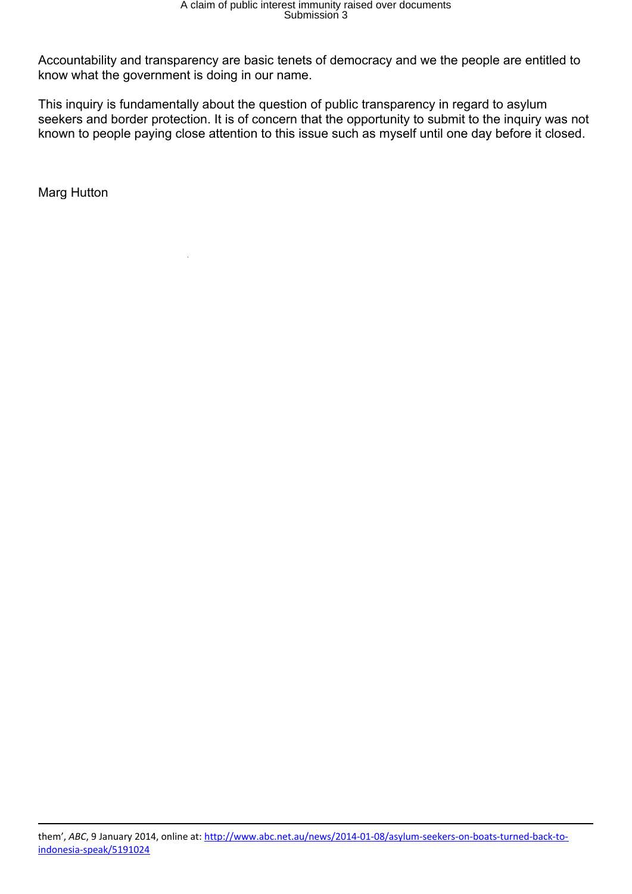Accountability and transparency are basic tenets of democracy and we the people are entitled to know what the government is doing in our name.

This inquiry is fundamentally about the question of public transparency in regard to asylum seekers and border protection. It is of concern that the opportunity to submit to the inquiry was not known to people paying close attention to this issue such as myself until one day before it closed.

Marg Hutton

---

them', *ABC*, 9 January 2014, online at: http://www.abc.net.au/news/2014-01-08/asylum-seekers-on-boats-turned-back-to-indonesia-speak/5191024